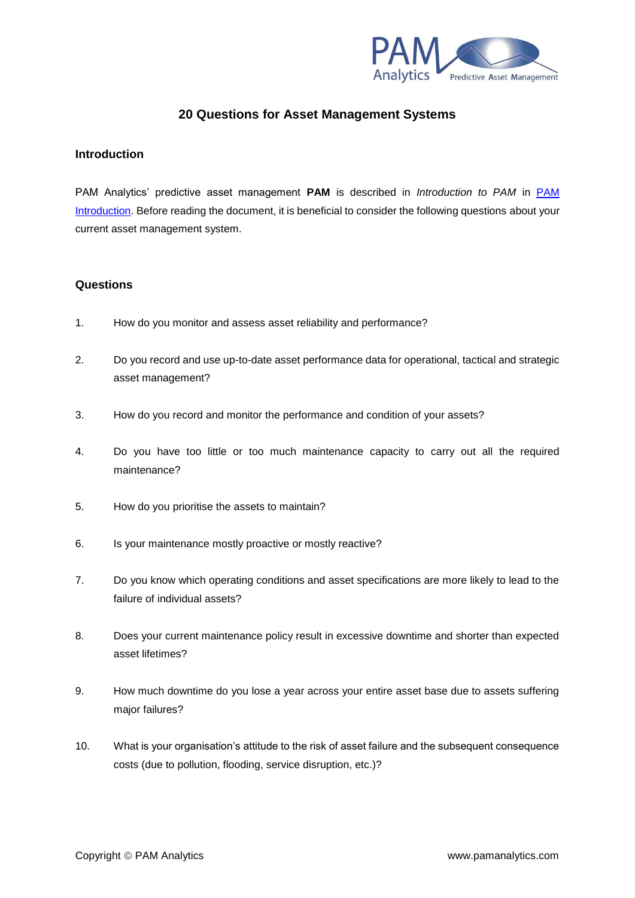# 20 Questions for Asset Management Systems

## Introduction

PAM Analytics' predictive asset management **PAM** is described in *Introduction to PAM* in [PAM Introduction](). Before reading the document, it is beneficial to consider the following questions about your current asset management system.

## Questions

1. How do you monitor and assess asset reliability and performance?

2. Do you record and use up-to-date asset performance data for operational, tactical and strategic asset management?

3. How do you record and monitor the performance and condition of your assets?

4. Do you have too little or too much maintenance capacity to carry out all the required maintenance?

5. How do you prioritise the assets to maintain?

6. Is your maintenance mostly proactive or mostly reactive?

7. Do you know which operating conditions and asset specifications are more likely to lead to the failure of individual assets?

8. Does your current maintenance policy result in excessive downtime and shorter than expected asset lifetimes?

9. How much downtime do you lose a year across your entire asset base due to assets suffering major failures?

10. What is your organisation's attitude to the risk of asset failure and the subsequent consequence costs (due to pollution, flooding, service disruption, etc.)?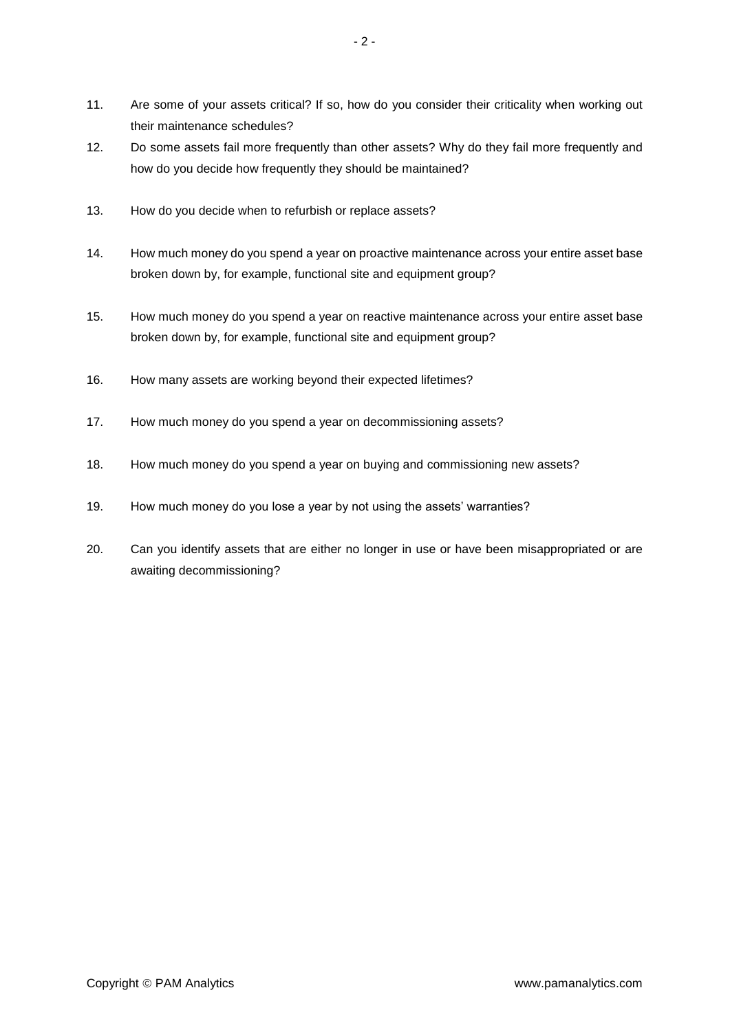11. Are some of your assets critical? If so, how do you consider their criticality when working out their maintenance schedules?
12. Do some assets fail more frequently than other assets? Why do they fail more frequently and how do you decide how frequently they should be maintained?
13. How do you decide when to refurbish or replace assets?
14. How much money do you spend a year on proactive maintenance across your entire asset base broken down by, for example, functional site and equipment group?
15. How much money do you spend a year on reactive maintenance across your entire asset base broken down by, for example, functional site and equipment group?
16. How many assets are working beyond their expected lifetimes?
17. How much money do you spend a year on decommissioning assets?
18. How much money do you spend a year on buying and commissioning new assets?
19. How much money do you lose a year by not using the assets' warranties?
20. Can you identify assets that are either no longer in use or have been misappropriated or are awaiting decommissioning?